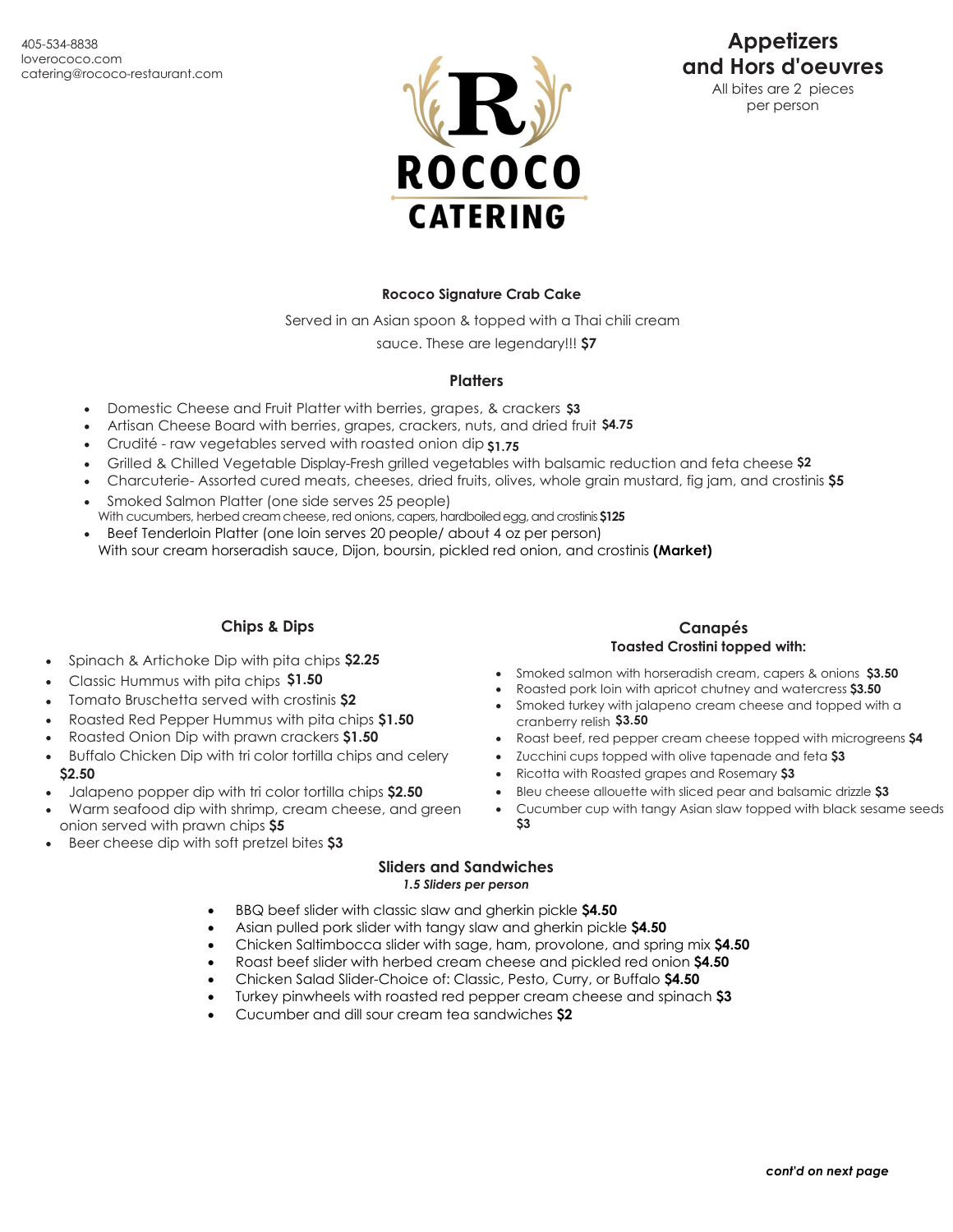405-534-8838
loverococo.com
catering@rococo-restaurant.com

**ROCOCO CATERING**

# Appetizers and Hors d'oeuvres

All bites are 2 pieces per person

### Rococo Signature Crab Cake

Served in an Asian spoon & topped with a Thai chili cream sauce. These are legendary!!! **$7**

### Platters

- Domestic Cheese and Fruit Platter with berries, grapes, & crackers **$3**
- Artisan Cheese Board with berries, grapes, crackers, nuts, and dried fruit **$4.75**
- Crudité - raw vegetables served with roasted onion dip **$1.75**
- Grilled & Chilled Vegetable Display-Fresh grilled vegetables with balsamic reduction and feta cheese **$2**
- Charcuterie- Assorted cured meats, cheeses, dried fruits, olives, whole grain mustard, fig jam, and crostinis **$5**
- Smoked Salmon Platter (one side serves 25 people)
  With cucumbers, herbed cream cheese, red onions, capers, hardboiled egg, and crostinis **$125**
- Beef Tenderloin Platter (one loin serves 20 people/ about 4 oz per person)
  With sour cream horseradish sauce, Dijon, boursin, pickled red onion, and crostinis **(Market)**

### Chips & Dips

- Spinach & Artichoke Dip with pita chips **$2.25**
- Classic Hummus with pita chips **$1.50**
- Tomato Bruschetta served with crostinis **$2**
- Roasted Red Pepper Hummus with pita chips **$1.50**
- Roasted Onion Dip with prawn crackers **$1.50**
- Buffalo Chicken Dip with tri color tortilla chips and celery **$2.50**
- Jalapeno popper dip with tri color tortilla chips **$2.50**
- Warm seafood dip with shrimp, cream cheese, and green onion served with prawn chips **$5**
- Beer cheese dip with soft pretzel bites **$3**

### Canapés

**Toasted Crostini topped with:**

- Smoked salmon with horseradish cream, capers & onions **$3.50**
- Roasted pork loin with apricot chutney and watercress **$3.50**
- Smoked turkey with jalapeno cream cheese and topped with a cranberry relish **$3.50**
- Roast beef, red pepper cream cheese topped with microgreens **$4**
- Zucchini cups topped with olive tapenade and feta **$3**
- Ricotta with Roasted grapes and Rosemary **$3**
- Bleu cheese allouette with sliced pear and balsamic drizzle **$3**
- Cucumber cup with tangy Asian slaw topped with black sesame seeds **$3**

### Sliders and Sandwiches

***1.5 Sliders per person***

- BBQ beef slider with classic slaw and gherkin pickle **$4.50**
- Asian pulled pork slider with tangy slaw and gherkin pickle **$4.50**
- Chicken Saltimbocca slider with sage, ham, provolone, and spring mix **$4.50**
- Roast beef slider with herbed cream cheese and pickled red onion **$4.50**
- Chicken Salad Slider-Choice of: Classic, Pesto, Curry, or Buffalo **$4.50**
- Turkey pinwheels with roasted red pepper cream cheese and spinach **$3**
- Cucumber and dill sour cream tea sandwiches **$2**

***cont'd on next page***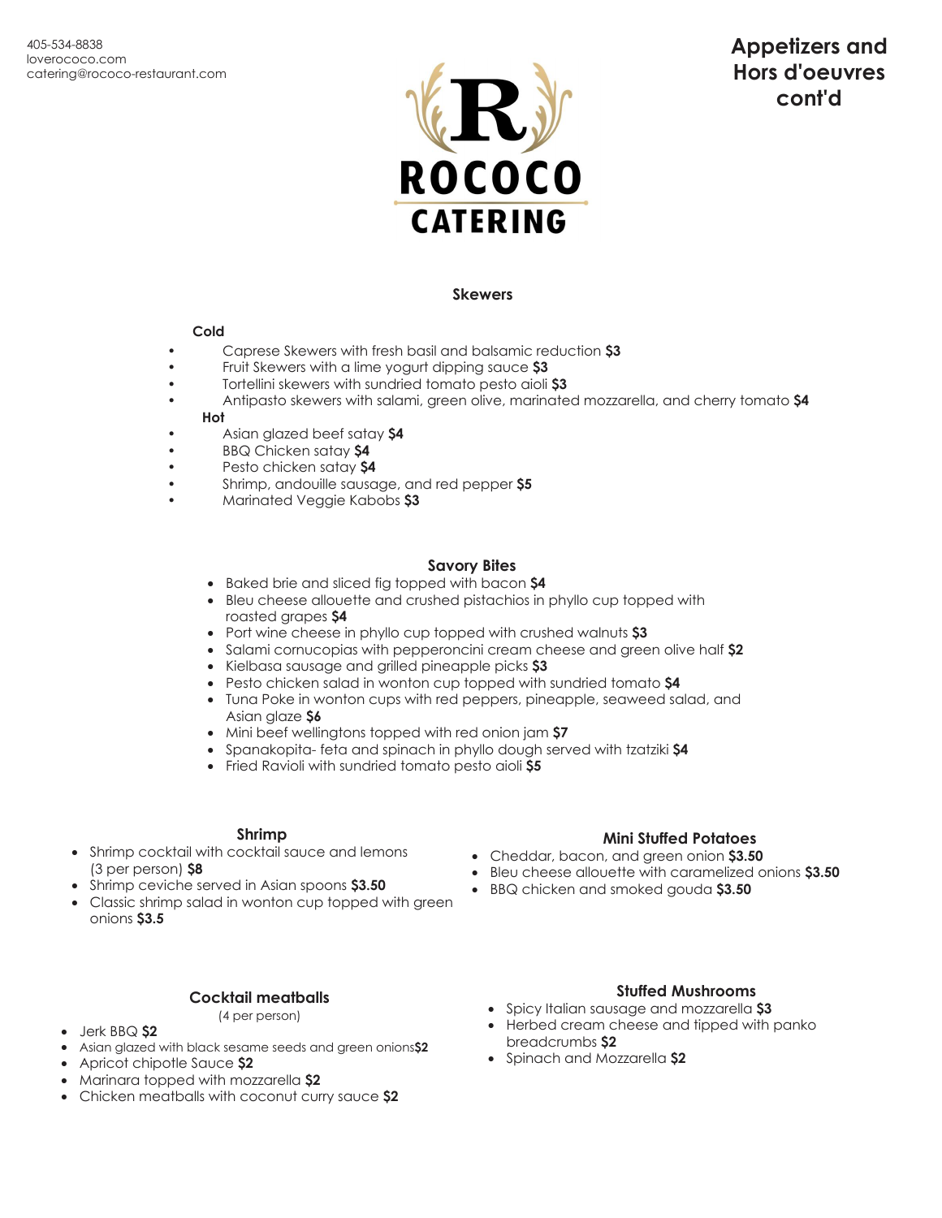405-534-8838
loverococo.com
catering@rococo-restaurant.com

# ROCOCO CATERING

## Appetizers and Hors d'oeuvres cont'd

### Skewers

**Cold**

- Caprese Skewers with fresh basil and balsamic reduction **$3**
- Fruit Skewers with a lime yogurt dipping sauce **$3**
- Tortellini skewers with sundried tomato pesto aioli **$3**
- Antipasto skewers with salami, green olive, marinated mozzarella, and cherry tomato **$4**

**Hot**

- Asian glazed beef satay **$4**
- BBQ Chicken satay **$4**
- Pesto chicken satay **$4**
- Shrimp, andouille sausage, and red pepper **$5**
- Marinated Veggie Kabobs **$3**

### Savory Bites

- Baked brie and sliced fig topped with bacon **$4**
- Bleu cheese allouette and crushed pistachios in phyllo cup topped with roasted grapes **$4**
- Port wine cheese in phyllo cup topped with crushed walnuts **$3**
- Salami cornucopias with pepperoncini cream cheese and green olive half **$2**
- Kielbasa sausage and grilled pineapple picks **$3**
- Pesto chicken salad in wonton cup topped with sundried tomato **$4**
- Tuna Poke in wonton cups with red peppers, pineapple, seaweed salad, and Asian glaze **$6**
- Mini beef wellingtons topped with red onion jam **$7**
- Spanakopita- feta and spinach in phyllo dough served with tzatziki **$4**
- Fried Ravioli with sundried tomato pesto aioli **$5**

### Shrimp

- Shrimp cocktail with cocktail sauce and lemons (3 per person) **$8**
- Shrimp ceviche served in Asian spoons **$3.50**
- Classic shrimp salad in wonton cup topped with green onions **$3.5**

### Mini Stuffed Potatoes

- Cheddar, bacon, and green onion **$3.50**
- Bleu cheese allouette with caramelized onions **$3.50**
- BBQ chicken and smoked gouda **$3.50**

### Cocktail meatballs

(4 per person)

- Jerk BBQ **$2**
- Asian glazed with black sesame seeds and green onions**$2**
- Apricot chipotle Sauce **$2**
- Marinara topped with mozzarella **$2**
- Chicken meatballs with coconut curry sauce **$2**

### Stuffed Mushrooms

- Spicy Italian sausage and mozzarella **$3**
- Herbed cream cheese and tipped with panko breadcrumbs **$2**
- Spinach and Mozzarella **$2**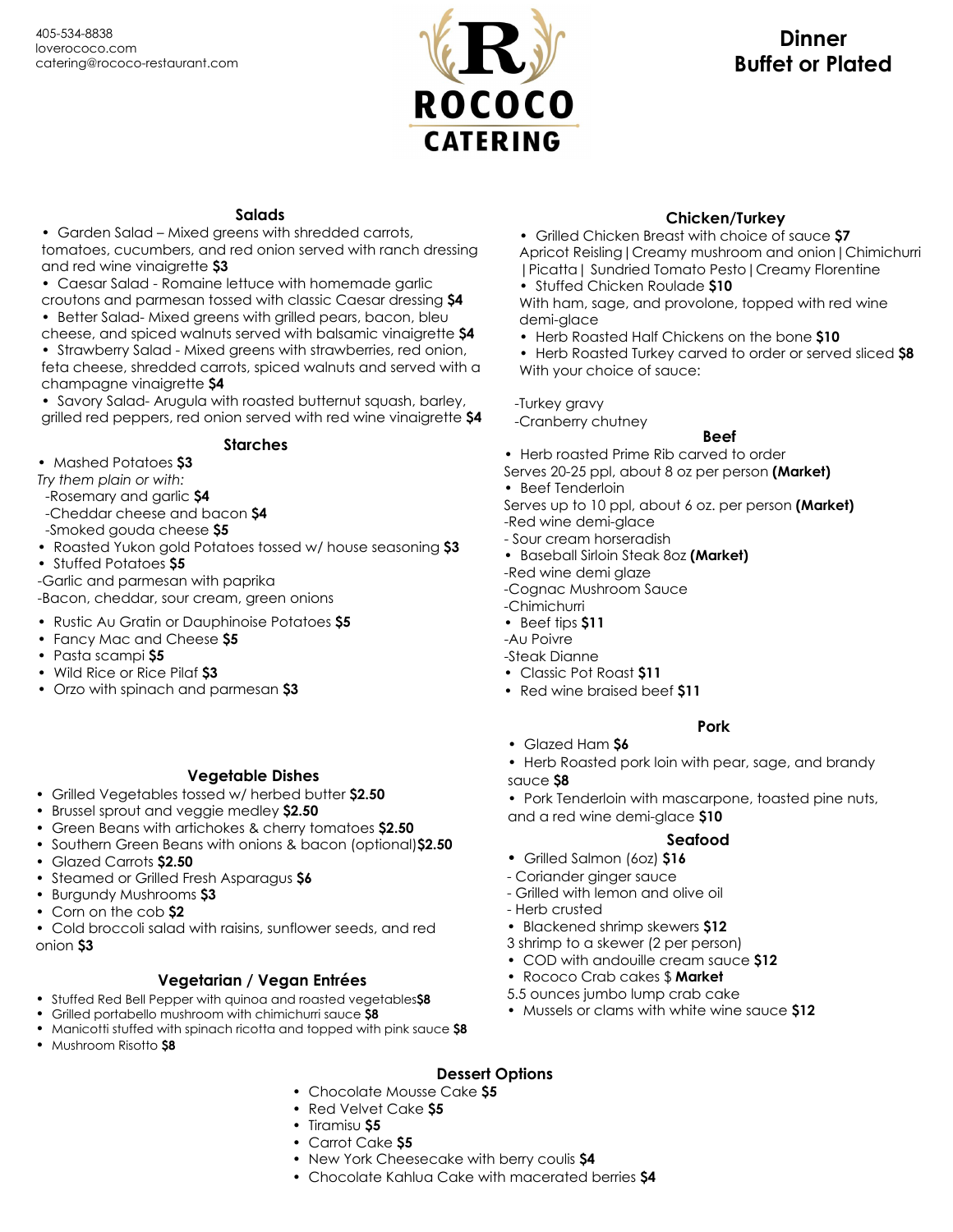405-534-8838
loverococo.com
catering@rococo-restaurant.com

ROCOCO CATERING

# Dinner
# Buffet or Plated

## Salads

- Garden Salad – Mixed greens with shredded carrots, tomatoes, cucumbers, and red onion served with ranch dressing and red wine vinaigrette **$3**
- Caesar Salad - Romaine lettuce with homemade garlic croutons and parmesan tossed with classic Caesar dressing **$4**
- Better Salad- Mixed greens with grilled pears, bacon, bleu cheese, and spiced walnuts served with balsamic vinaigrette **$4**
- Strawberry Salad - Mixed greens with strawberries, red onion, feta cheese, shredded carrots, spiced walnuts and served with a champagne vinaigrette **$4**
- Savory Salad- Arugula with roasted butternut squash, barley, grilled red peppers, red onion served with red wine vinaigrette **$4**

## Starches

- Mashed Potatoes **$3**

*Try them plain or with:*
-Rosemary and garlic **$4**
-Cheddar cheese and bacon **$4**
-Smoked gouda cheese **$5**

- Roasted Yukon gold Potatoes tossed w/ house seasoning **$3**
- Stuffed Potatoes **$5**

-Garlic and parmesan with paprika
-Bacon, cheddar, sour cream, green onions

- Rustic Au Gratin or Dauphinoise Potatoes **$5**
- Fancy Mac and Cheese **$5**
- Pasta scampi **$5**
- Wild Rice or Rice Pilaf **$3**
- Orzo with spinach and parmesan **$3**

## Vegetable Dishes

- Grilled Vegetables tossed w/ herbed butter **$2.50**
- Brussel sprout and veggie medley **$2.50**
- Green Beans with artichokes & cherry tomatoes **$2.50**
- Southern Green Beans with onions & bacon (optional)**$2.50**
- Glazed Carrots **$2.50**
- Steamed or Grilled Fresh Asparagus **$6**
- Burgundy Mushrooms **$3**
- Corn on the cob **$2**
- Cold broccoli salad with raisins, sunflower seeds, and red onion **$3**

## Vegetarian / Vegan Entrées

- Stuffed Red Bell Pepper with quinoa and roasted vegetables**$8**
- Grilled portabello mushroom with chimichurri sauce **$8**
- Manicotti stuffed with spinach ricotta and topped with pink sauce **$8**
- Mushroom Risotto **$8**

## Chicken/Turkey

- Grilled Chicken Breast with choice of sauce **$7**

Apricot Reisling | Creamy mushroom and onion | Chimichurri | Picatta | Sundried Tomato Pesto | Creamy Florentine

- Stuffed Chicken Roulade **$10**

With ham, sage, and provolone, topped with red wine demi-glace

- Herb Roasted Half Chickens on the bone **$10**
- Herb Roasted Turkey carved to order or served sliced **$8**

With your choice of sauce:

-Turkey gravy
-Cranberry chutney

## Beef

- Herb roasted Prime Rib carved to order

Serves 20-25 ppl, about 8 oz per person **(Market)**

- Beef Tenderloin

Serves up to 10 ppl, about 6 oz. per person **(Market)**
-Red wine demi-glace
- Sour cream horseradish

- Baseball Sirloin Steak 8oz **(Market)**

-Red wine demi glaze
-Cognac Mushroom Sauce
-Chimichurri

- Beef tips **$11**

-Au Poivre
-Steak Dianne

- Classic Pot Roast **$11**
- Red wine braised beef **$11**

## Pork

- Glazed Ham **$6**
- Herb Roasted pork loin with pear, sage, and brandy sauce **$8**
- Pork Tenderloin with mascarpone, toasted pine nuts, and a red wine demi-glace **$10**

## Seafood

- Grilled Salmon (6oz) **$16**

- Coriander ginger sauce
- Grilled with lemon and olive oil
- Herb crusted

- Blackened shrimp skewers **$12**

3 shrimp to a skewer (2 per person)

- COD with andouille cream sauce **$12**
- Rococo Crab cakes $ **Market**

5.5 ounces jumbo lump crab cake

- Mussels or clams with white wine sauce **$12**

## Dessert Options

- Chocolate Mousse Cake **$5**
- Red Velvet Cake **$5**
- Tiramisu **$5**
- Carrot Cake **$5**
- New York Cheesecake with berry coulis **$4**
- Chocolate Kahlua Cake with macerated berries **$4**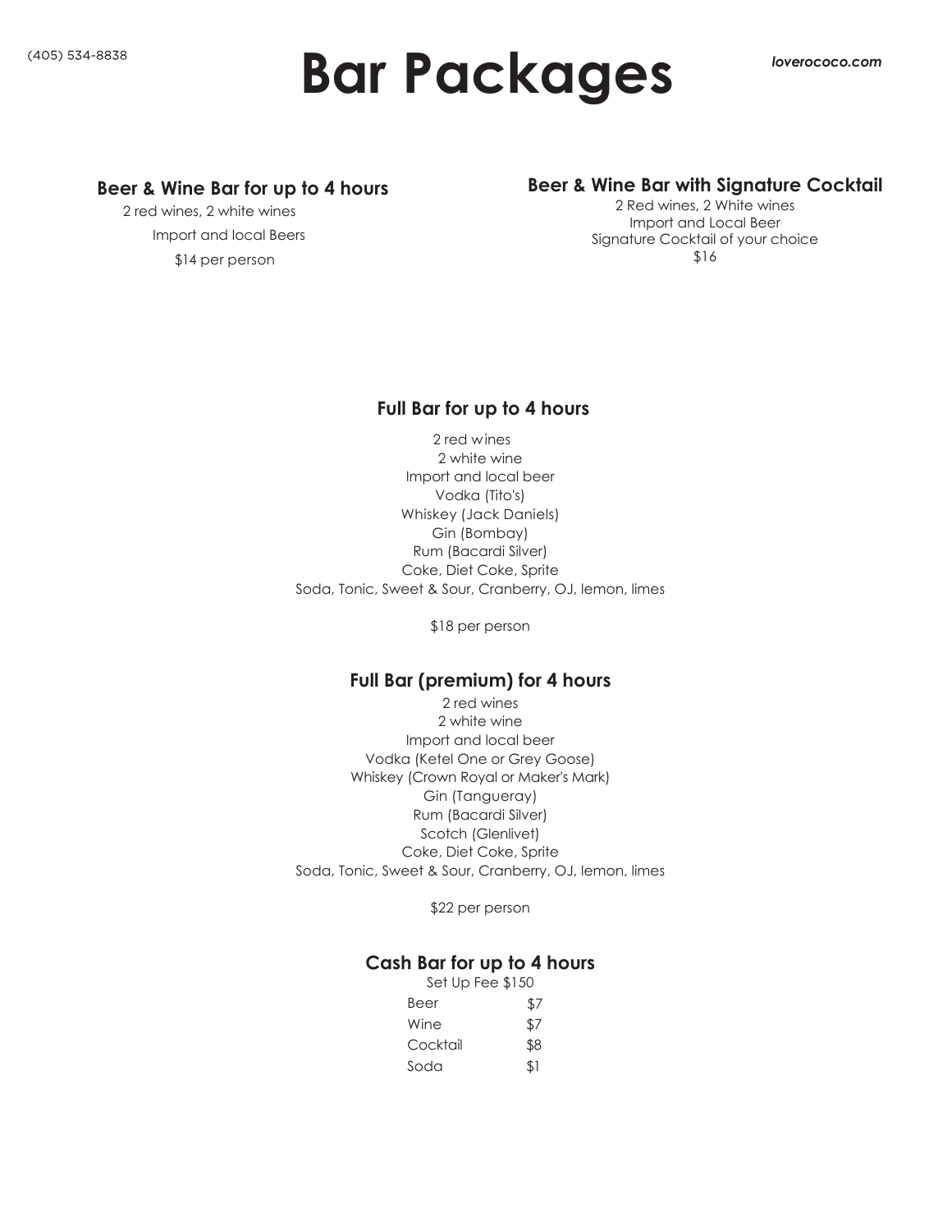(405) 534-8838

# Bar Packages

***loverococo.com***

### Beer & Wine Bar for up to 4 hours

2 red wines, 2 white wines

Import and local Beers

$14 per person

### Beer & Wine Bar with Signature Cocktail

2 Red wines, 2 White wines

Import and Local Beer

Signature Cocktail of your choice

$16

### Full Bar for up to 4 hours

2 red wines

2 white wine

Import and local beer

Vodka (Tito's)

Whiskey (Jack Daniels)

Gin (Bombay)

Rum (Bacardi Silver)

Coke, Diet Coke, Sprite

Soda, Tonic, Sweet & Sour, Cranberry, OJ, lemon, limes

$18 per person

### Full Bar (premium) for 4 hours

2 red wines

2 white wine

Import and local beer

Vodka (Ketel One or Grey Goose)

Whiskey (Crown Royal or Maker's Mark)

Gin (Tangueray)

Rum (Bacardi Silver)

Scotch (Glenlivet)

Coke, Diet Coke, Sprite

Soda, Tonic, Sweet & Sour, Cranberry, OJ, lemon, limes

$22 per person

### Cash Bar for up to 4 hours

Set Up Fee $150

| Item | Price |
|---|---|
| Beer | $7 |
| Wine | $7 |
| Cocktail | $8 |
| Soda | $1 |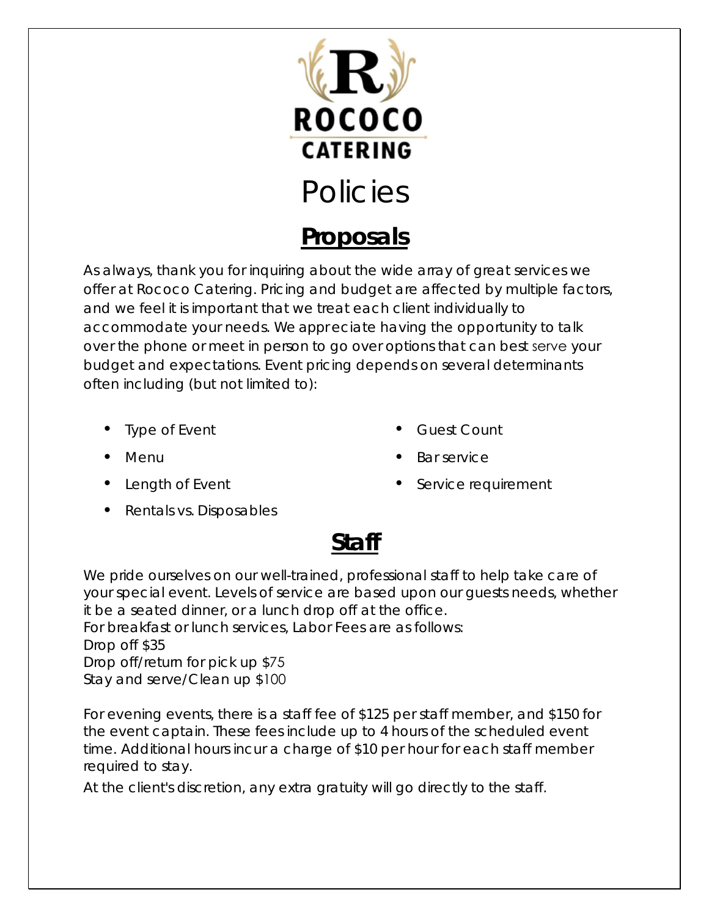ROCOCO
CATERING

# Policies

## Proposals

As always, thank you for inquiring about the wide array of great services we offer at Rococo Catering. Pricing and budget are affected by multiple factors, and we feel it is important that we treat each client individually to accommodate your needs. We appreciate having the opportunity to talk over the phone or meet in person to go over options that can best serve your budget and expectations. Event pricing depends on several determinants often including (but not limited to):

- Type of Event
- Menu
- Length of Event
- Rentals vs. Disposables
- Guest Count
- Bar service
- Service requirement

## Staff

We pride ourselves on our well-trained, professional staff to help take care of your special event. Levels of service are based upon our guests needs, whether it be a seated dinner, or a lunch drop off at the office.
For breakfast or lunch services, Labor Fees are as follows:
Drop off $35
Drop off/return for pick up $75
Stay and serve/Clean up $100

For evening events, there is a staff fee of $125 per staff member, and $150 for the event captain. These fees include up to 4 hours of the scheduled event time. Additional hours incur a charge of $10 per hour for each staff member required to stay.

At the client's discretion, any extra gratuity will go directly to the staff.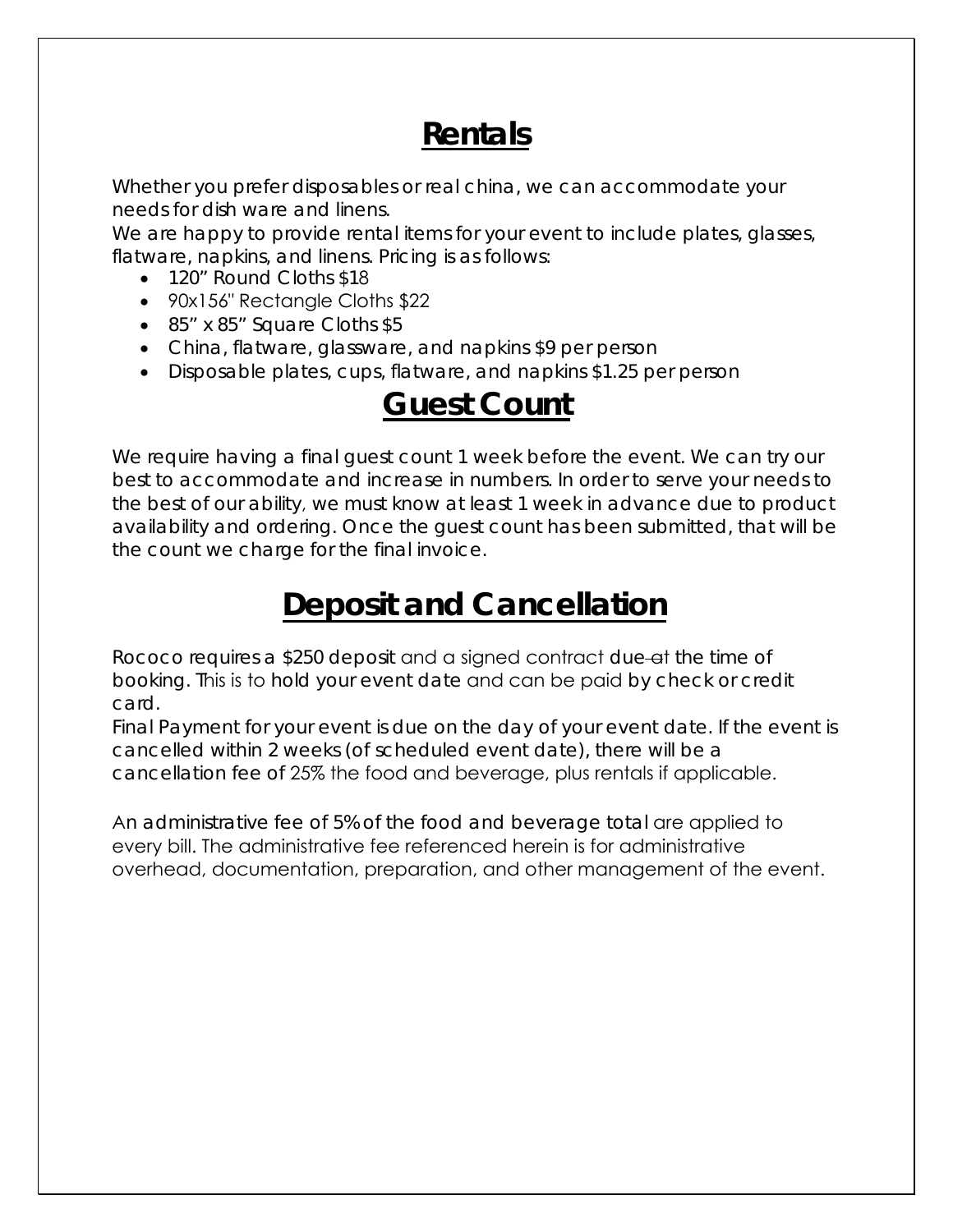# **Rentals**

Whether you prefer disposables or real china, we can accommodate your needs for dish ware and linens.
We are happy to provide rental items for your event to include plates, glasses, flatware, napkins, and linens. Pricing is as follows:

- 120" Round Cloths $18
- 90x156" Rectangle Cloths $22
- 85" x 85" Square Cloths $5
- China, flatware, glassware, and napkins $9 per person
- Disposable plates, cups, flatware, and napkins $1.25 per person

# **Guest Count**

We require having a final guest count 1 week before the event. We can try our best to accommodate and increase in numbers. In order to serve your needs to the best of our ability, we must know at least 1 week in advance due to product availability and ordering. Once the guest count has been submitted, that will be the count we charge for the final invoice.

# **Deposit and Cancellation**

Rococo requires a $250 deposit and a signed contract due ~~at~~ the time of booking. This is to hold your event date and can be paid by check or credit card.
Final Payment for your event is due on the day of your event date. If the event is cancelled within 2 weeks (of scheduled event date), there will be a cancellation fee of 25% the food and beverage, plus rentals if applicable.

An administrative fee of 5% of the food and beverage total are applied to every bill. The administrative fee referenced herein is for administrative overhead, documentation, preparation, and other management of the event.